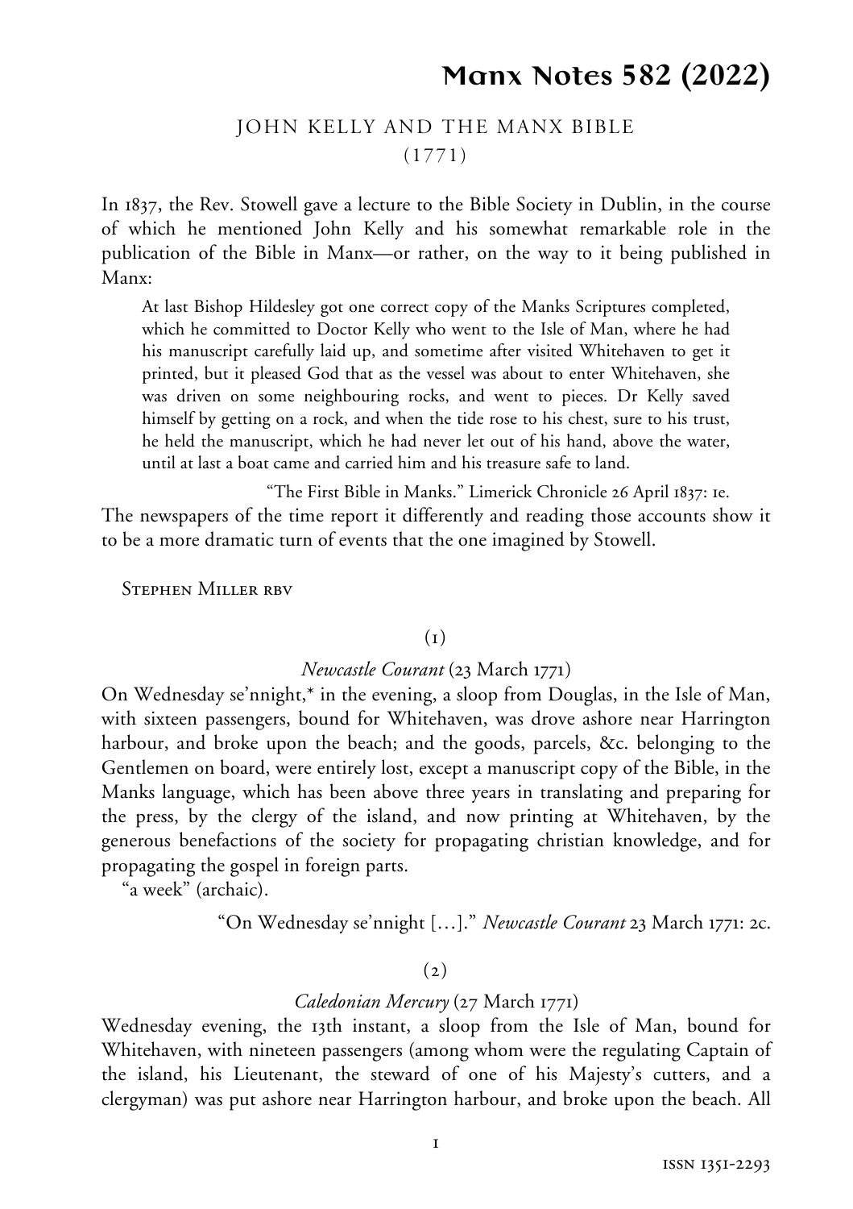# Manx Notes 582 (2022)

## JOHN KELLY AND THE MANX BIBLE (1771)

In 1837, the Rev. Stowell gave a lecture to the Bible Society in Dublin, in the course of which he mentioned John Kelly and his somewhat remarkable role in the publication of the Bible in Manx—or rather, on the way to it being published in Manx:

> At last Bishop Hildesley got one correct copy of the Manks Scriptures completed, which he committed to Doctor Kelly who went to the Isle of Man, where he had his manuscript carefully laid up, and sometime after visited Whitehaven to get it printed, but it pleased God that as the vessel was about to enter Whitehaven, she was driven on some neighbouring rocks, and went to pieces. Dr Kelly saved himself by getting on a rock, and when the tide rose to his chest, sure to his trust, he held the manuscript, which he had never let out of his hand, above the water, until at last a boat came and carried him and his treasure safe to land.
>
> "The First Bible in Manks." Limerick Chronicle 26 April 1837: 1e.

The newspapers of the time report it differently and reading those accounts show it to be a more dramatic turn of events that the one imagined by Stowell.

Stephen Miller RBV

(1)

*Newcastle Courant* (23 March 1771)

On Wednesday se'nnight,* in the evening, a sloop from Douglas, in the Isle of Man, with sixteen passengers, bound for Whitehaven, was drove ashore near Harrington harbour, and broke upon the beach; and the goods, parcels, &c. belonging to the Gentlemen on board, were entirely lost, except a manuscript copy of the Bible, in the Manks language, which has been above three years in translating and preparing for the press, by the clergy of the island, and now printing at Whitehaven, by the generous benefactions of the society for propagating christian knowledge, and for propagating the gospel in foreign parts.

"a week" (archaic).

"On Wednesday se'nnight […]." *Newcastle Courant* 23 March 1771: 2c.

(2)

*Caledonian Mercury* (27 March 1771)

Wednesday evening, the 13th instant, a sloop from the Isle of Man, bound for Whitehaven, with nineteen passengers (among whom were the regulating Captain of the island, his Lieutenant, the steward of one of his Majesty's cutters, and a clergyman) was put ashore near Harrington harbour, and broke upon the beach. All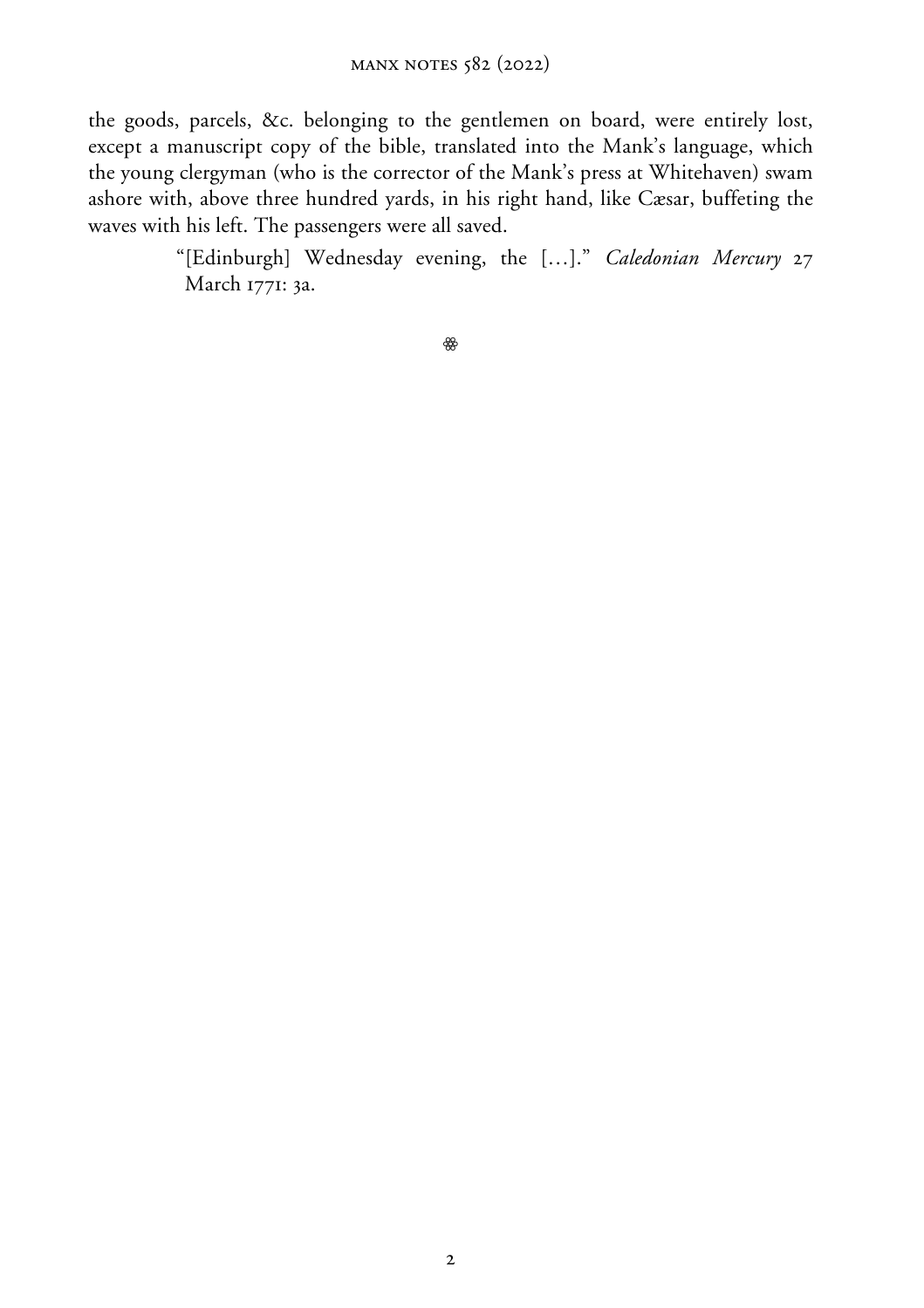the goods, parcels, &c. belonging to the gentlemen on board, were entirely lost, except a manuscript copy of the bible, translated into the Mank's language, which the young clergyman (who is the corrector of the Mank's press at Whitehaven) swam ashore with, above three hundred yards, in his right hand, like Cæsar, buffeting the waves with his left. The passengers were all saved.

> "[Edinburgh] Wednesday evening, the […]." *Caledonian Mercury* 27 March 1771: 3a.

❀